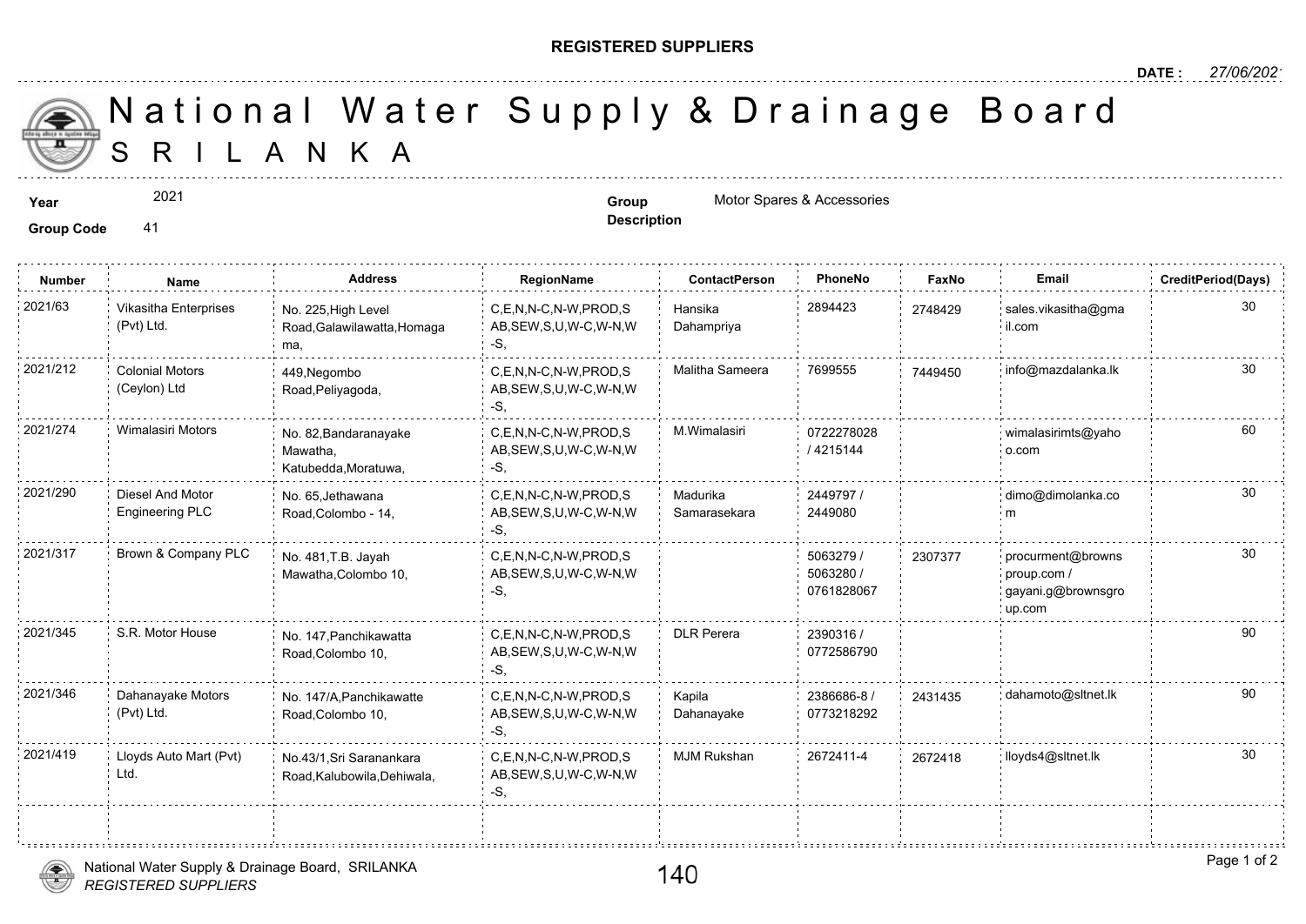**REGISTERED SUPPLIERS**

**DATE :** *27/06/2021*

# National Water Supply & Drainage Board
# SRILANKA

**Year** 2021

**Group Code** 41

**Group Description** Motor Spares & Accessories

| Number | Name | Address | RegionName | ContactPerson | PhoneNo | FaxNo | Email | CreditPeriod(Days) |
|---|---|---|---|---|---|---|---|---|
| 2021/63 | Vikasitha Enterprises (Pvt) Ltd. | No. 225,High Level Road,Galawilawatta,Homagama, | C,E,N,N-C,N-W,PROD,SAB,SEW,S,U,W-C,W-N,W-S, | Hansika Dahampriya | 2894423 | 2748429 | sales.vikasitha@gmail.com | 30 |
| 2021/212 | Colonial Motors (Ceylon) Ltd | 449,Negombo Road,Peliyagoda, | C,E,N,N-C,N-W,PROD,SAB,SEW,S,U,W-C,W-N,W-S, | Malitha Sameera | 7699555 | 7449450 | info@mazdalanka.lk | 30 |
| 2021/274 | Wimalasiri Motors | No. 82,Bandaranayake Mawatha, Katubedda,Moratuwa, | C,E,N,N-C,N-W,PROD,SAB,SEW,S,U,W-C,W-N,W-S, | M.Wimalasiri | 0722278028 / 4215144 | | wimalasirimts@yahoo.com | 60 |
| 2021/290 | Diesel And Motor Engineering PLC | No. 65,Jethawana Road,Colombo - 14, | C,E,N,N-C,N-W,PROD,SAB,SEW,S,U,W-C,W-N,W-S, | Madurika Samarasekara | 2449797 / 2449080 | | dimo@dimolanka.com | 30 |
| 2021/317 | Brown & Company PLC | No. 481,T.B. Jayah Mawatha,Colombo 10, | C,E,N,N-C,N-W,PROD,SAB,SEW,S,U,W-C,W-N,W-S, | | 5063279 / 5063280 / 0761828067 | 2307377 | procurment@brownsproup.com / gayani.g@brownsgroup.com | 30 |
| 2021/345 | S.R. Motor House | No. 147,Panchikawatta Road,Colombo 10, | C,E,N,N-C,N-W,PROD,SAB,SEW,S,U,W-C,W-N,W-S, | DLR Perera | 2390316 / 0772586790 | | | 90 |
| 2021/346 | Dahanayake Motors (Pvt) Ltd. | No. 147/A,Panchikawatte Road,Colombo 10, | C,E,N,N-C,N-W,PROD,SAB,SEW,S,U,W-C,W-N,W-S, | Kapila Dahanayake | 2386686-8 / 0773218292 | 2431435 | dahamoto@sltnet.lk | 90 |
| 2021/419 | Lloyds Auto Mart (Pvt) Ltd. | No.43/1,Sri Saranankara Road,Kalubowila,Dehiwala, | C,E,N,N-C,N-W,PROD,SAB,SEW,S,U,W-C,W-N,W-S, | MJM Rukshan | 2672411-4 | 2672418 | lloyds4@sltnet.lk | 30 |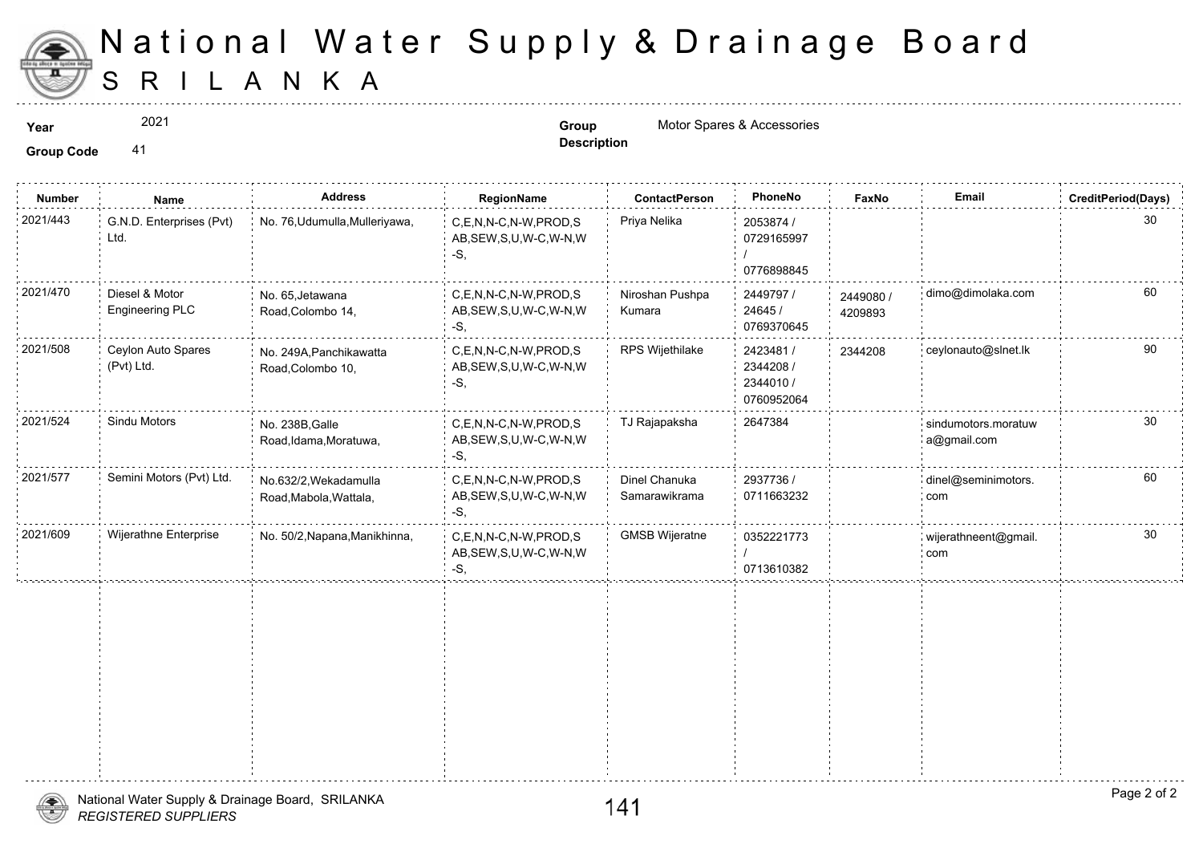# National Water Supply & Drainage Board

# SRILANKA

**Year** 2021

**Group Code** 41

**Group Description** Motor Spares & Accessories

| Number | Name | Address | RegionName | ContactPerson | PhoneNo | FaxNo | Email | CreditPeriod(Days) |
|---|---|---|---|---|---|---|---|---|
| 2021/443 | G.N.D. Enterprises (Pvt) Ltd. | No. 76,Udumulla,Mulleriyawa, | C,E,N,N-C,N-W,PROD,SAB,SEW,S,U,W-C,W-N,W-S, | Priya Nelika | 2053874 / 0729165997 / 0776898845 | | | 30 |
| 2021/470 | Diesel & Motor Engineering PLC | No. 65,Jetawana Road,Colombo 14, | C,E,N,N-C,N-W,PROD,SAB,SEW,S,U,W-C,W-N,W-S, | Niroshan Pushpa Kumara | 2449797 / 24645 / 0769370645 | 2449080 / 4209893 | dimo@dimolaka.com | 60 |
| 2021/508 | Ceylon Auto Spares (Pvt) Ltd. | No. 249A,Panchikawatta Road,Colombo 10, | C,E,N,N-C,N-W,PROD,SAB,SEW,S,U,W-C,W-N,W-S, | RPS Wijethilake | 2423481 / 2344208 / 2344010 / 0760952064 | 2344208 | ceylonauto@slnet.lk | 90 |
| 2021/524 | Sindu Motors | No. 238B,Galle Road,Idama,Moratuwa, | C,E,N,N-C,N-W,PROD,SAB,SEW,S,U,W-C,W-N,W-S, | TJ Rajapaksha | 2647384 | | sindumotors.moratuwa@gmail.com | 30 |
| 2021/577 | Semini Motors (Pvt) Ltd. | No.632/2,Wekadamulla Road,Mabola,Wattala, | C,E,N,N-C,N-W,PROD,SAB,SEW,S,U,W-C,W-N,W-S, | Dinel Chanuka Samarawikrama | 2937736 / 0711663232 | | dinel@seminimotors.com | 60 |
| 2021/609 | Wijerathne Enterprise | No. 50/2,Napana,Manikhinna, | C,E,N,N-C,N-W,PROD,SAB,SEW,S,U,W-C,W-N,W-S, | GMSB Wijeratne | 0352221773 / 0713610382 | | wijerathneent@gmail.com | 30 |

National Water Supply & Drainage Board, SRILANKA
*REGISTERED SUPPLIERS*